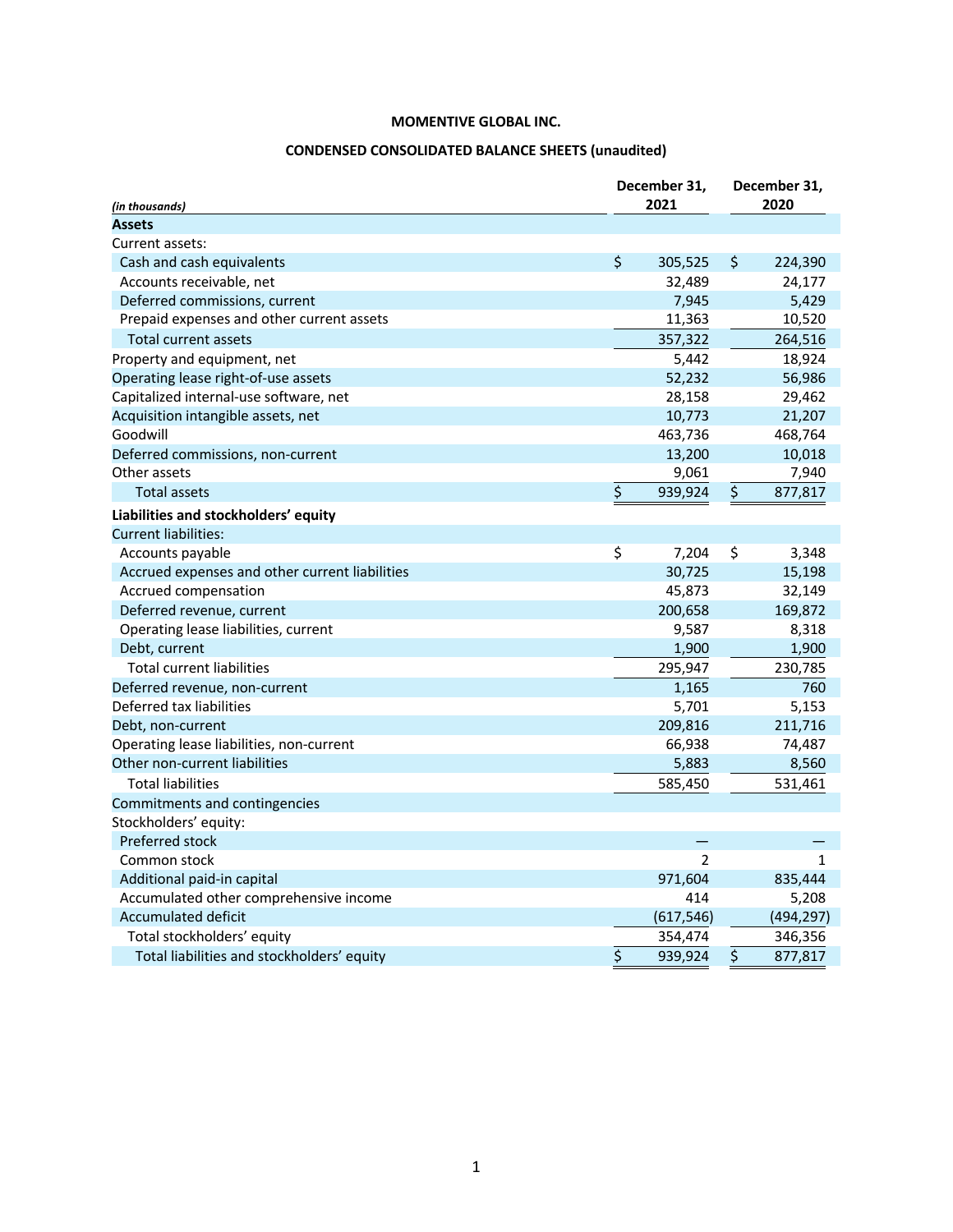**MOMENTIVE GLOBAL INC.**

**CONDENSED CONSOLIDATED BALANCE SHEETS (unaudited)**

| *(in thousands)* | December 31, 2021 | December 31, 2020 |
|---|---|---|
| **Assets** | | |
| Current assets: | | |
| Cash and cash equivalents | $ 305,525 | $ 224,390 |
| Accounts receivable, net | 32,489 | 24,177 |
| Deferred commissions, current | 7,945 | 5,429 |
| Prepaid expenses and other current assets | 11,363 | 10,520 |
| Total current assets | 357,322 | 264,516 |
| Property and equipment, net | 5,442 | 18,924 |
| Operating lease right-of-use assets | 52,232 | 56,986 |
| Capitalized internal-use software, net | 28,158 | 29,462 |
| Acquisition intangible assets, net | 10,773 | 21,207 |
| Goodwill | 463,736 | 468,764 |
| Deferred commissions, non-current | 13,200 | 10,018 |
| Other assets | 9,061 | 7,940 |
| Total assets | $ 939,924 | $ 877,817 |
| **Liabilities and stockholders' equity** | | |
| Current liabilities: | | |
| Accounts payable | $ 7,204 | $ 3,348 |
| Accrued expenses and other current liabilities | 30,725 | 15,198 |
| Accrued compensation | 45,873 | 32,149 |
| Deferred revenue, current | 200,658 | 169,872 |
| Operating lease liabilities, current | 9,587 | 8,318 |
| Debt, current | 1,900 | 1,900 |
| Total current liabilities | 295,947 | 230,785 |
| Deferred revenue, non-current | 1,165 | 760 |
| Deferred tax liabilities | 5,701 | 5,153 |
| Debt, non-current | 209,816 | 211,716 |
| Operating lease liabilities, non-current | 66,938 | 74,487 |
| Other non-current liabilities | 5,883 | 8,560 |
| Total liabilities | 585,450 | 531,461 |
| Commitments and contingencies | | |
| Stockholders' equity: | | |
| Preferred stock | — | — |
| Common stock | 2 | 1 |
| Additional paid-in capital | 971,604 | 835,444 |
| Accumulated other comprehensive income | 414 | 5,208 |
| Accumulated deficit | (617,546) | (494,297) |
| Total stockholders' equity | 354,474 | 346,356 |
| Total liabilities and stockholders' equity | $ 939,924 | $ 877,817 |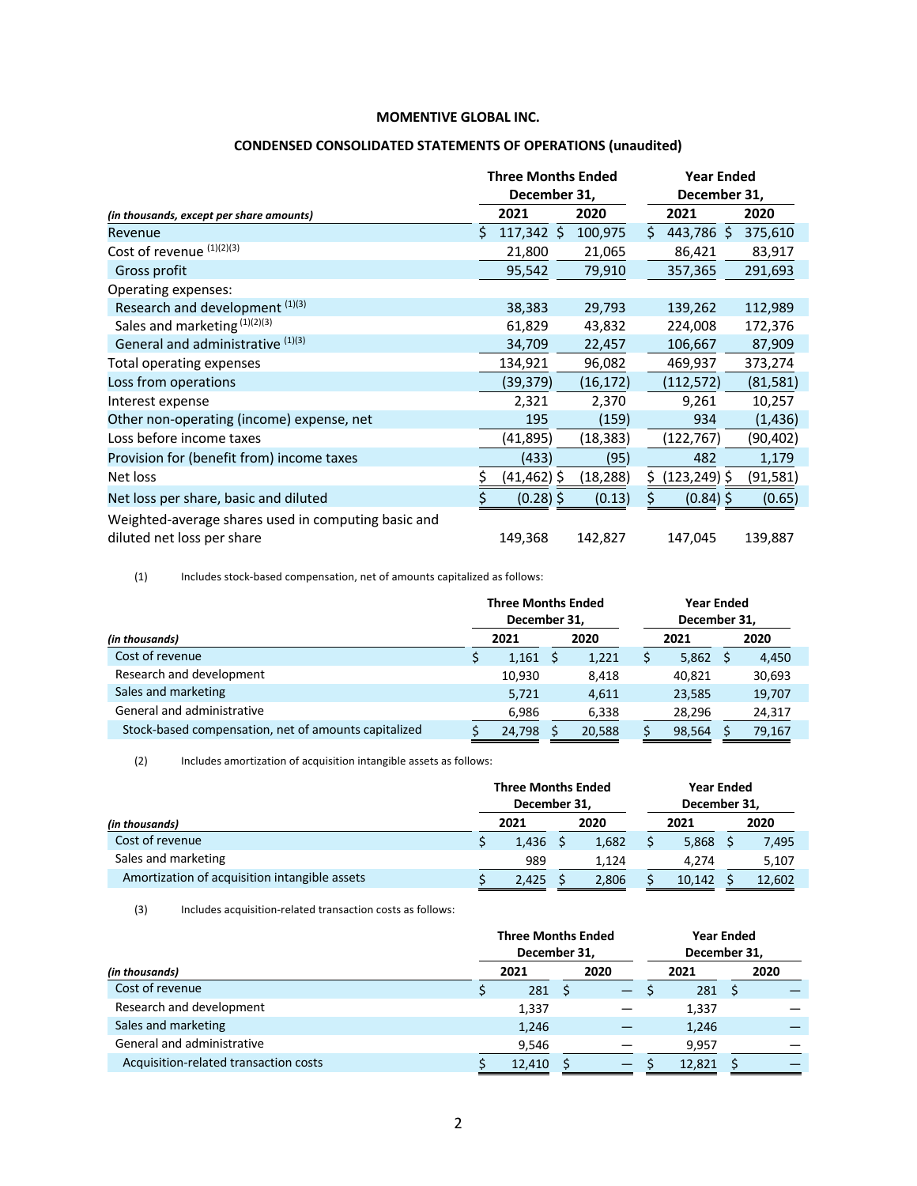**MOMENTIVE GLOBAL INC.**

**CONDENSED CONSOLIDATED STATEMENTS OF OPERATIONS (unaudited)**

| *(in thousands, except per share amounts)* | Three Months Ended December 31, 2021 | Three Months Ended December 31, 2020 | Year Ended December 31, 2021 | Year Ended December 31, 2020 |
|---|---|---|---|---|
| Revenue | $ 117,342 | $ 100,975 | $ 443,786 | $ 375,610 |
| Cost of revenue [(1)(2)(3)] | 21,800 | 21,065 | 86,421 | 83,917 |
| Gross profit | 95,542 | 79,910 | 357,365 | 291,693 |
| Operating expenses: | | | | |
| Research and development [(1)(3)] | 38,383 | 29,793 | 139,262 | 112,989 |
| Sales and marketing [(1)(2)(3)] | 61,829 | 43,832 | 224,008 | 172,376 |
| General and administrative [(1)(3)] | 34,709 | 22,457 | 106,667 | 87,909 |
| Total operating expenses | 134,921 | 96,082 | 469,937 | 373,274 |
| Loss from operations | (39,379) | (16,172) | (112,572) | (81,581) |
| Interest expense | 2,321 | 2,370 | 9,261 | 10,257 |
| Other non-operating (income) expense, net | 195 | (159) | 934 | (1,436) |
| Loss before income taxes | (41,895) | (18,383) | (122,767) | (90,402) |
| Provision for (benefit from) income taxes | (433) | (95) | 482 | 1,179 |
| Net loss | $ (41,462) | $ (18,288) | $ (123,249) | $ (91,581) |
| Net loss per share, basic and diluted | $ (0.28) | $ (0.13) | $ (0.84) | $ (0.65) |
| Weighted-average shares used in computing basic and diluted net loss per share | 149,368 | 142,827 | 147,045 | 139,887 |

(1) Includes stock-based compensation, net of amounts capitalized as follows:

| *(in thousands)* | Three Months Ended December 31, 2021 | Three Months Ended December 31, 2020 | Year Ended December 31, 2021 | Year Ended December 31, 2020 |
|---|---|---|---|---|
| Cost of revenue | $ 1,161 | $ 1,221 | $ 5,862 | $ 4,450 |
| Research and development | 10,930 | 8,418 | 40,821 | 30,693 |
| Sales and marketing | 5,721 | 4,611 | 23,585 | 19,707 |
| General and administrative | 6,986 | 6,338 | 28,296 | 24,317 |
| Stock-based compensation, net of amounts capitalized | $ 24,798 | $ 20,588 | $ 98,564 | $ 79,167 |

(2) Includes amortization of acquisition intangible assets as follows:

| *(in thousands)* | Three Months Ended December 31, 2021 | Three Months Ended December 31, 2020 | Year Ended December 31, 2021 | Year Ended December 31, 2020 |
|---|---|---|---|---|
| Cost of revenue | $ 1,436 | $ 1,682 | $ 5,868 | $ 7,495 |
| Sales and marketing | 989 | 1,124 | 4,274 | 5,107 |
| Amortization of acquisition intangible assets | $ 2,425 | $ 2,806 | $ 10,142 | $ 12,602 |

(3) Includes acquisition-related transaction costs as follows:

| *(in thousands)* | Three Months Ended December 31, 2021 | Three Months Ended December 31, 2020 | Year Ended December 31, 2021 | Year Ended December 31, 2020 |
|---|---|---|---|---|
| Cost of revenue | $ 281 | $ — | $ 281 | $ — |
| Research and development | 1,337 | — | 1,337 | — |
| Sales and marketing | 1,246 | — | 1,246 | — |
| General and administrative | 9,546 | — | 9,957 | — |
| Acquisition-related transaction costs | $ 12,410 | $ — | $ 12,821 | $ — |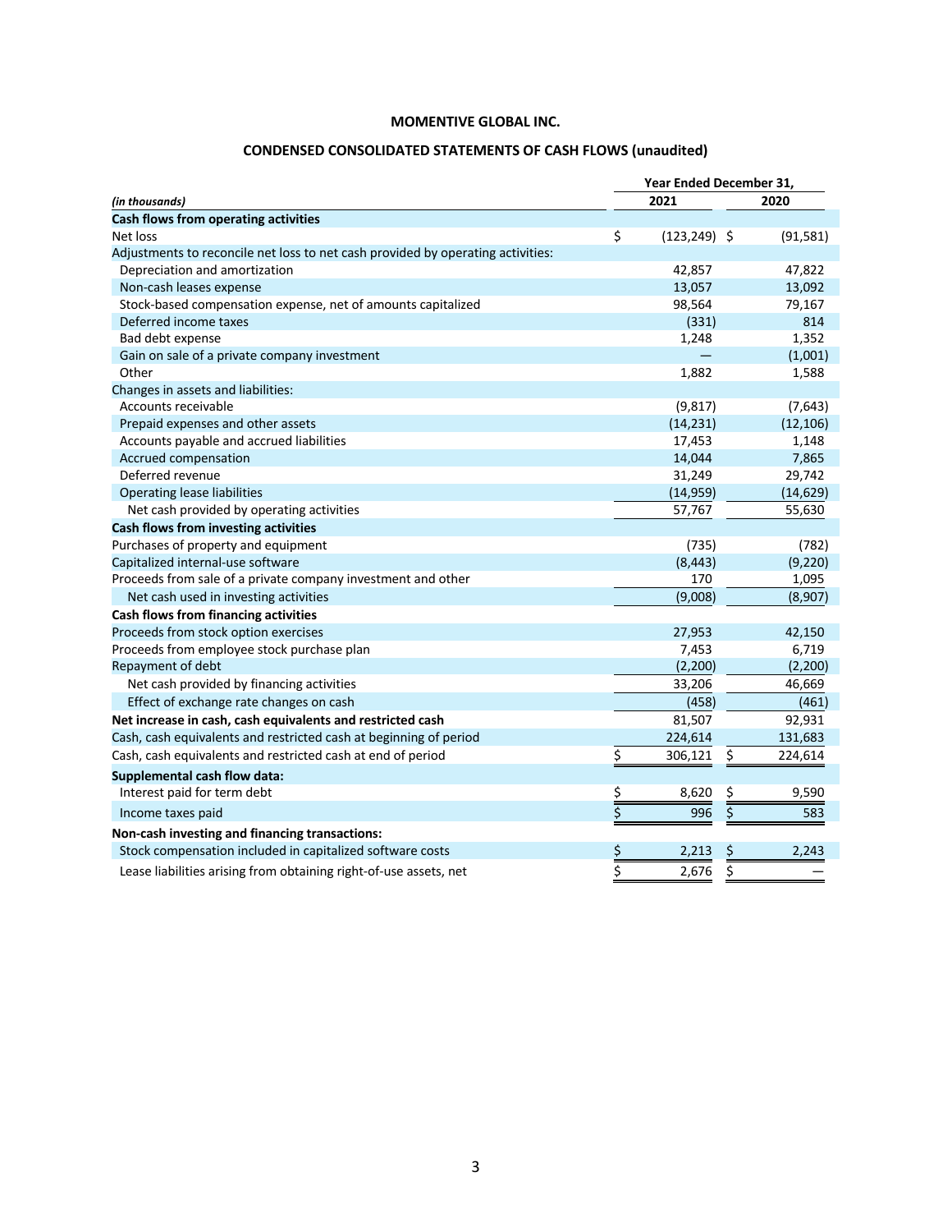# MOMENTIVE GLOBAL INC.

## CONDENSED CONSOLIDATED STATEMENTS OF CASH FLOWS (unaudited)

| *(in thousands)* | Year Ended December 31, 2021 | 2020 |
|---|---|---|
| **Cash flows from operating activities** | | |
| Net loss | $ (123,249) | $ (91,581) |
| Adjustments to reconcile net loss to net cash provided by operating activities: | | |
| Depreciation and amortization | 42,857 | 47,822 |
| Non-cash leases expense | 13,057 | 13,092 |
| Stock-based compensation expense, net of amounts capitalized | 98,564 | 79,167 |
| Deferred income taxes | (331) | 814 |
| Bad debt expense | 1,248 | 1,352 |
| Gain on sale of a private company investment | — | (1,001) |
| Other | 1,882 | 1,588 |
| Changes in assets and liabilities: | | |
| Accounts receivable | (9,817) | (7,643) |
| Prepaid expenses and other assets | (14,231) | (12,106) |
| Accounts payable and accrued liabilities | 17,453 | 1,148 |
| Accrued compensation | 14,044 | 7,865 |
| Deferred revenue | 31,249 | 29,742 |
| Operating lease liabilities | (14,959) | (14,629) |
| Net cash provided by operating activities | 57,767 | 55,630 |
| **Cash flows from investing activities** | | |
| Purchases of property and equipment | (735) | (782) |
| Capitalized internal-use software | (8,443) | (9,220) |
| Proceeds from sale of a private company investment and other | 170 | 1,095 |
| Net cash used in investing activities | (9,008) | (8,907) |
| **Cash flows from financing activities** | | |
| Proceeds from stock option exercises | 27,953 | 42,150 |
| Proceeds from employee stock purchase plan | 7,453 | 6,719 |
| Repayment of debt | (2,200) | (2,200) |
| Net cash provided by financing activities | 33,206 | 46,669 |
| Effect of exchange rate changes on cash | (458) | (461) |
| **Net increase in cash, cash equivalents and restricted cash** | 81,507 | 92,931 |
| Cash, cash equivalents and restricted cash at beginning of period | 224,614 | 131,683 |
| Cash, cash equivalents and restricted cash at end of period | $ 306,121 | $ 224,614 |
| **Supplemental cash flow data:** | | |
| Interest paid for term debt | $ 8,620 | $ 9,590 |
| Income taxes paid | $ 996 | $ 583 |
| **Non-cash investing and financing transactions:** | | |
| Stock compensation included in capitalized software costs | $ 2,213 | $ 2,243 |
| Lease liabilities arising from obtaining right-of-use assets, net | $ 2,676 | $ — |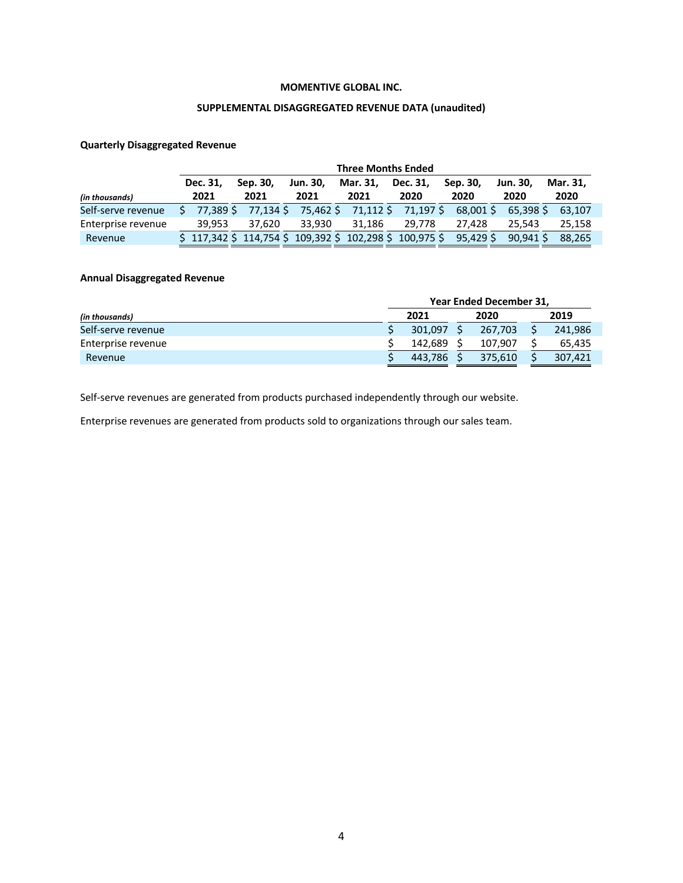**MOMENTIVE GLOBAL INC.**

**SUPPLEMENTAL DISAGGREGATED REVENUE DATA (unaudited)**

**Quarterly Disaggregated Revenue**

| | Three Months Ended | | | | | | | |
|---|---|---|---|---|---|---|---|---|
| *(in thousands)* | Dec. 31, 2021 | Sep. 30, 2021 | Jun. 30, 2021 | Mar. 31, 2021 | Dec. 31, 2020 | Sep. 30, 2020 | Jun. 30, 2020 | Mar. 31, 2020 |
| Self-serve revenue | $ 77,389 | $ 77,134 | $ 75,462 | $ 71,112 | $ 71,197 | $ 68,001 | $ 65,398 | $ 63,107 |
| Enterprise revenue | 39,953 | 37,620 | 33,930 | 31,186 | 29,778 | 27,428 | 25,543 | 25,158 |
| Revenue | $ 117,342 | $ 114,754 | $ 109,392 | $ 102,298 | $ 100,975 | $ 95,429 | $ 90,941 | $ 88,265 |

**Annual Disaggregated Revenue**

| | Year Ended December 31, | | |
|---|---|---|---|
| *(in thousands)* | 2021 | 2020 | 2019 |
| Self-serve revenue | $ 301,097 | $ 267,703 | $ 241,986 |
| Enterprise revenue | $ 142,689 | $ 107,907 | $ 65,435 |
| Revenue | $ 443,786 | $ 375,610 | $ 307,421 |

Self-serve revenues are generated from products purchased independently through our website.

Enterprise revenues are generated from products sold to organizations through our sales team.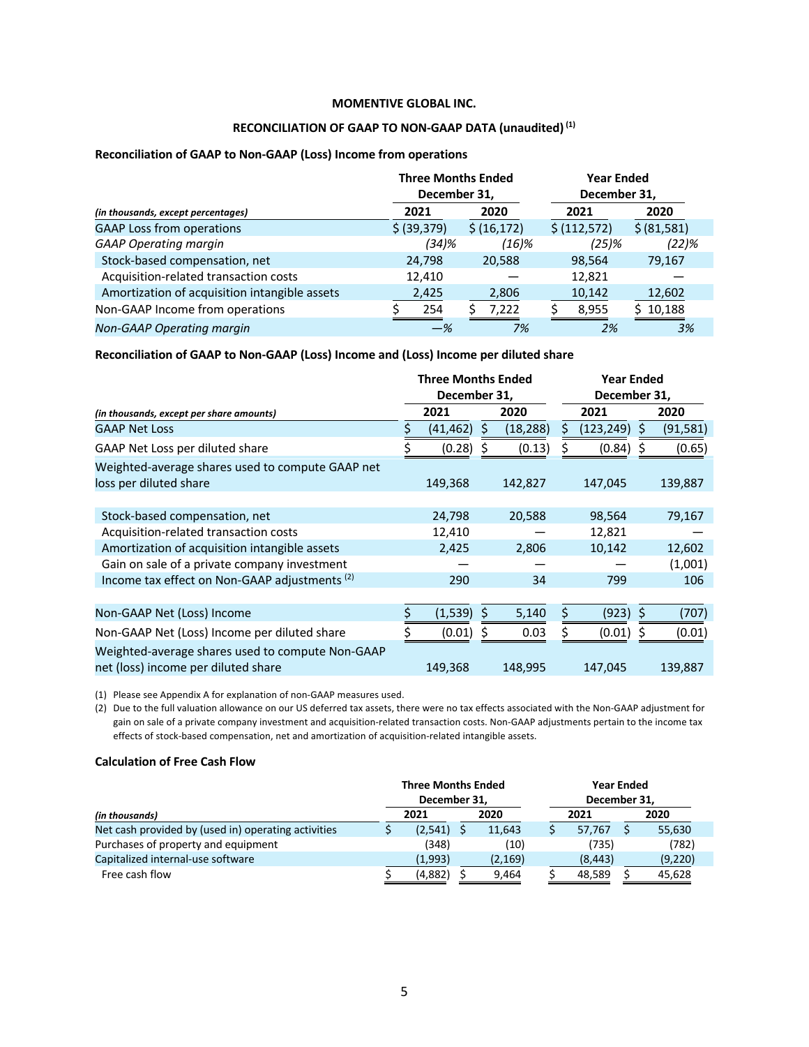**MOMENTIVE GLOBAL INC.**

**RECONCILIATION OF GAAP TO NON-GAAP DATA (unaudited) [(1)]**

**Reconciliation of GAAP to Non-GAAP (Loss) Income from operations**

| | Three Months Ended December 31, | | Year Ended December 31, | |
|---|---|---|---|---|
| *(in thousands, except percentages)* | 2021 | 2020 | 2021 | 2020 |
| GAAP Loss from operations | $ (39,379) | $ (16,172) | $ (112,572) | $ (81,581) |
| *GAAP Operating margin* | *(34)%* | *(16)%* | *(25)%* | *(22)%* |
| Stock-based compensation, net | 24,798 | 20,588 | 98,564 | 79,167 |
| Acquisition-related transaction costs | 12,410 | — | 12,821 | — |
| Amortization of acquisition intangible assets | 2,425 | 2,806 | 10,142 | 12,602 |
| Non-GAAP Income from operations | $ 254 | $ 7,222 | $ 8,955 | $ 10,188 |
| *Non-GAAP Operating margin* | *—%* | *7%* | *2%* | *3%* |

**Reconciliation of GAAP to Non-GAAP (Loss) Income and (Loss) Income per diluted share**

| | Three Months Ended December 31, | | Year Ended December 31, | |
|---|---|---|---|---|
| *(in thousands, except per share amounts)* | 2021 | 2020 | 2021 | 2020 |
| GAAP Net Loss | $ (41,462) | $ (18,288) | $ (123,249) | $ (91,581) |
| GAAP Net Loss per diluted share | $ (0.28) | $ (0.13) | $ (0.84) | $ (0.65) |
| Weighted-average shares used to compute GAAP net loss per diluted share | 149,368 | 142,827 | 147,045 | 139,887 |
| Stock-based compensation, net | 24,798 | 20,588 | 98,564 | 79,167 |
| Acquisition-related transaction costs | 12,410 | — | 12,821 | — |
| Amortization of acquisition intangible assets | 2,425 | 2,806 | 10,142 | 12,602 |
| Gain on sale of a private company investment | — | — | — | (1,001) |
| Income tax effect on Non-GAAP adjustments [(2)] | 290 | 34 | 799 | 106 |
| Non-GAAP Net (Loss) Income | $ (1,539) | $ 5,140 | $ (923) | $ (707) |
| Non-GAAP Net (Loss) Income per diluted share | $ (0.01) | $ 0.03 | $ (0.01) | $ (0.01) |
| Weighted-average shares used to compute Non-GAAP net (loss) income per diluted share | 149,368 | 148,995 | 147,045 | 139,887 |

(1) Please see Appendix A for explanation of non-GAAP measures used.

(2) Due to the full valuation allowance on our US deferred tax assets, there were no tax effects associated with the Non-GAAP adjustment for gain on sale of a private company investment and acquisition-related transaction costs. Non-GAAP adjustments pertain to the income tax effects of stock-based compensation, net and amortization of acquisition-related intangible assets.

**Calculation of Free Cash Flow**

| | Three Months Ended December 31, | | Year Ended December 31, | |
|---|---|---|---|---|
| *(in thousands)* | 2021 | 2020 | 2021 | 2020 |
| Net cash provided by (used in) operating activities | $ (2,541) | $ 11,643 | $ 57,767 | $ 55,630 |
| Purchases of property and equipment | (348) | (10) | (735) | (782) |
| Capitalized internal-use software | (1,993) | (2,169) | (8,443) | (9,220) |
| Free cash flow | $ (4,882) | $ 9,464 | $ 48,589 | $ 45,628 |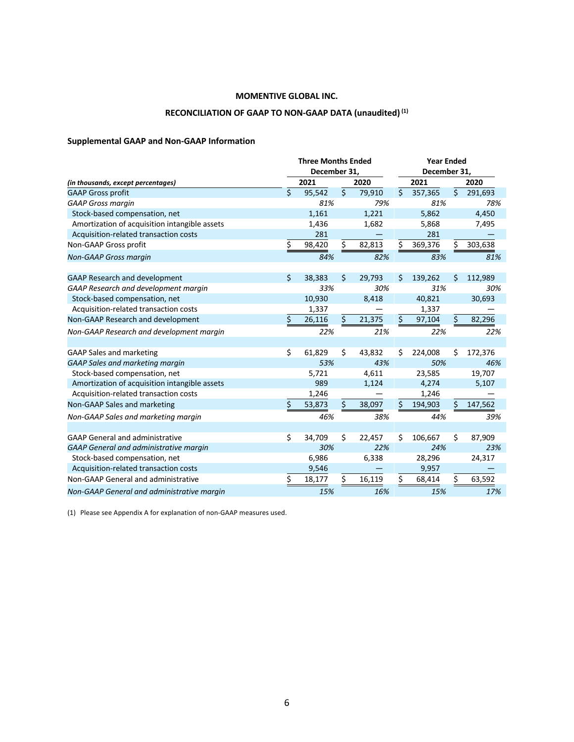**MOMENTIVE GLOBAL INC.**

**RECONCILIATION OF GAAP TO NON-GAAP DATA (unaudited)** [(1)]

**Supplemental GAAP and Non-GAAP Information**

| | Three Months Ended December 31, | | Year Ended December 31, | |
|---|---|---|---|---|
| *(in thousands, except percentages)* | 2021 | 2020 | 2021 | 2020 |
| GAAP Gross profit | $ 95,542 | $ 79,910 | $ 357,365 | $ 291,693 |
| *GAAP Gross margin* | *81%* | *79%* | *81%* | *78%* |
| Stock-based compensation, net | 1,161 | 1,221 | 5,862 | 4,450 |
| Amortization of acquisition intangible assets | 1,436 | 1,682 | 5,868 | 7,495 |
| Acquisition-related transaction costs | 281 | — | 281 | — |
| Non-GAAP Gross profit | $ 98,420 | $ 82,813 | $ 369,376 | $ 303,638 |
| *Non-GAAP Gross margin* | *84%* | *82%* | *83%* | *81%* |
| | | | | |
| GAAP Research and development | $ 38,383 | $ 29,793 | $ 139,262 | $ 112,989 |
| *GAAP Research and development margin* | *33%* | *30%* | *31%* | *30%* |
| Stock-based compensation, net | 10,930 | 8,418 | 40,821 | 30,693 |
| Acquisition-related transaction costs | 1,337 | — | 1,337 | — |
| Non-GAAP Research and development | $ 26,116 | $ 21,375 | $ 97,104 | $ 82,296 |
| *Non-GAAP Research and development margin* | *22%* | *21%* | *22%* | *22%* |
| | | | | |
| GAAP Sales and marketing | $ 61,829 | $ 43,832 | $ 224,008 | $ 172,376 |
| *GAAP Sales and marketing margin* | *53%* | *43%* | *50%* | *46%* |
| Stock-based compensation, net | 5,721 | 4,611 | 23,585 | 19,707 |
| Amortization of acquisition intangible assets | 989 | 1,124 | 4,274 | 5,107 |
| Acquisition-related transaction costs | 1,246 | — | 1,246 | — |
| Non-GAAP Sales and marketing | $ 53,873 | $ 38,097 | $ 194,903 | $ 147,562 |
| *Non-GAAP Sales and marketing margin* | *46%* | *38%* | *44%* | *39%* |
| | | | | |
| GAAP General and administrative | $ 34,709 | $ 22,457 | $ 106,667 | $ 87,909 |
| *GAAP General and administrative margin* | *30%* | *22%* | *24%* | *23%* |
| Stock-based compensation, net | 6,986 | 6,338 | 28,296 | 24,317 |
| Acquisition-related transaction costs | 9,546 | — | 9,957 | — |
| Non-GAAP General and administrative | $ 18,177 | $ 16,119 | $ 68,414 | $ 63,592 |
| *Non-GAAP General and administrative margin* | *15%* | *16%* | *15%* | *17%* |

(1) Please see Appendix A for explanation of non-GAAP measures used.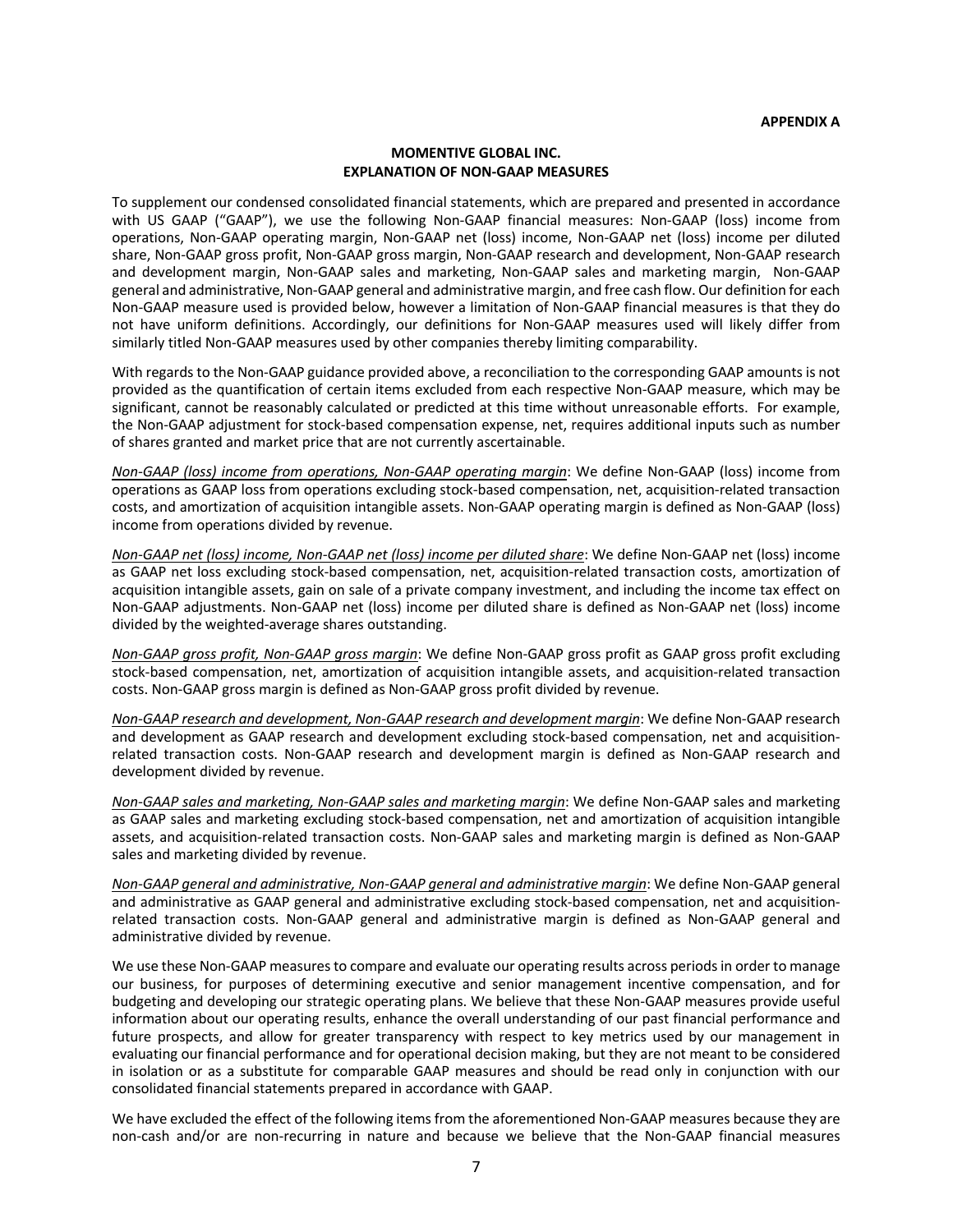**APPENDIX A**

# MOMENTIVE GLOBAL INC.
## EXPLANATION OF NON-GAAP MEASURES

To supplement our condensed consolidated financial statements, which are prepared and presented in accordance with US GAAP ("GAAP"), we use the following Non-GAAP financial measures: Non-GAAP (loss) income from operations, Non-GAAP operating margin, Non-GAAP net (loss) income, Non-GAAP net (loss) income per diluted share, Non-GAAP gross profit, Non-GAAP gross margin, Non-GAAP research and development, Non-GAAP research and development margin, Non-GAAP sales and marketing, Non-GAAP sales and marketing margin, Non-GAAP general and administrative, Non-GAAP general and administrative margin, and free cash flow. Our definition for each Non-GAAP measure used is provided below, however a limitation of Non-GAAP financial measures is that they do not have uniform definitions. Accordingly, our definitions for Non-GAAP measures used will likely differ from similarly titled Non-GAAP measures used by other companies thereby limiting comparability.

With regards to the Non-GAAP guidance provided above, a reconciliation to the corresponding GAAP amounts is not provided as the quantification of certain items excluded from each respective Non-GAAP measure, which may be significant, cannot be reasonably calculated or predicted at this time without unreasonable efforts. For example, the Non-GAAP adjustment for stock-based compensation expense, net, requires additional inputs such as number of shares granted and market price that are not currently ascertainable.

*Non-GAAP (loss) income from operations, Non-GAAP operating margin*: We define Non-GAAP (loss) income from operations as GAAP loss from operations excluding stock-based compensation, net, acquisition-related transaction costs, and amortization of acquisition intangible assets. Non-GAAP operating margin is defined as Non-GAAP (loss) income from operations divided by revenue.

*Non-GAAP net (loss) income, Non-GAAP net (loss) income per diluted share*: We define Non-GAAP net (loss) income as GAAP net loss excluding stock-based compensation, net, acquisition-related transaction costs, amortization of acquisition intangible assets, gain on sale of a private company investment, and including the income tax effect on Non-GAAP adjustments. Non-GAAP net (loss) income per diluted share is defined as Non-GAAP net (loss) income divided by the weighted-average shares outstanding.

*Non-GAAP gross profit, Non-GAAP gross margin*: We define Non-GAAP gross profit as GAAP gross profit excluding stock-based compensation, net, amortization of acquisition intangible assets, and acquisition-related transaction costs. Non-GAAP gross margin is defined as Non-GAAP gross profit divided by revenue.

*Non-GAAP research and development, Non-GAAP research and development margin*: We define Non-GAAP research and development as GAAP research and development excluding stock-based compensation, net and acquisition-related transaction costs. Non-GAAP research and development margin is defined as Non-GAAP research and development divided by revenue.

*Non-GAAP sales and marketing, Non-GAAP sales and marketing margin*: We define Non-GAAP sales and marketing as GAAP sales and marketing excluding stock-based compensation, net and amortization of acquisition intangible assets, and acquisition-related transaction costs. Non-GAAP sales and marketing margin is defined as Non-GAAP sales and marketing divided by revenue.

*Non-GAAP general and administrative, Non-GAAP general and administrative margin*: We define Non-GAAP general and administrative as GAAP general and administrative excluding stock-based compensation, net and acquisition-related transaction costs. Non-GAAP general and administrative margin is defined as Non-GAAP general and administrative divided by revenue.

We use these Non-GAAP measures to compare and evaluate our operating results across periods in order to manage our business, for purposes of determining executive and senior management incentive compensation, and for budgeting and developing our strategic operating plans. We believe that these Non-GAAP measures provide useful information about our operating results, enhance the overall understanding of our past financial performance and future prospects, and allow for greater transparency with respect to key metrics used by our management in evaluating our financial performance and for operational decision making, but they are not meant to be considered in isolation or as a substitute for comparable GAAP measures and should be read only in conjunction with our consolidated financial statements prepared in accordance with GAAP.

We have excluded the effect of the following items from the aforementioned Non-GAAP measures because they are non-cash and/or are non-recurring in nature and because we believe that the Non-GAAP financial measures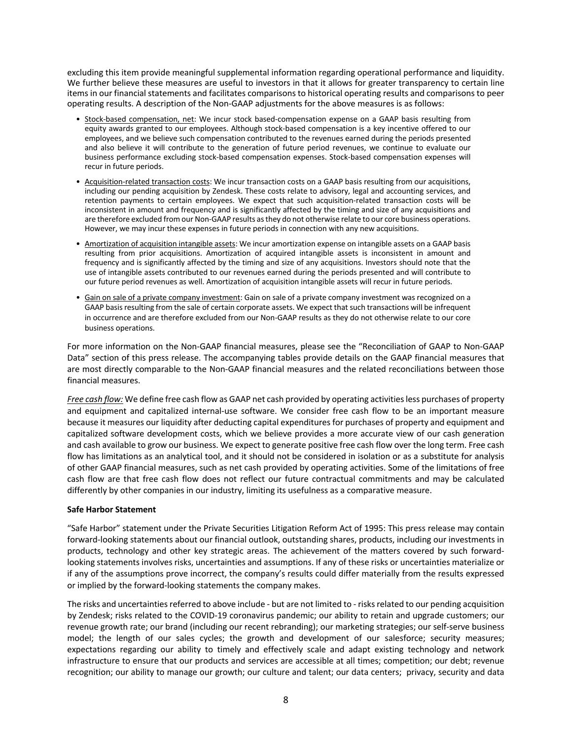excluding this item provide meaningful supplemental information regarding operational performance and liquidity. We further believe these measures are useful to investors in that it allows for greater transparency to certain line items in our financial statements and facilitates comparisons to historical operating results and comparisons to peer operating results. A description of the Non-GAAP adjustments for the above measures is as follows:

- Stock-based compensation, net: We incur stock based-compensation expense on a GAAP basis resulting from equity awards granted to our employees. Although stock-based compensation is a key incentive offered to our employees, and we believe such compensation contributed to the revenues earned during the periods presented and also believe it will contribute to the generation of future period revenues, we continue to evaluate our business performance excluding stock-based compensation expenses. Stock-based compensation expenses will recur in future periods.
- Acquisition-related transaction costs: We incur transaction costs on a GAAP basis resulting from our acquisitions, including our pending acquisition by Zendesk. These costs relate to advisory, legal and accounting services, and retention payments to certain employees. We expect that such acquisition-related transaction costs will be inconsistent in amount and frequency and is significantly affected by the timing and size of any acquisitions and are therefore excluded from our Non-GAAP results as they do not otherwise relate to our core business operations. However, we may incur these expenses in future periods in connection with any new acquisitions.
- Amortization of acquisition intangible assets: We incur amortization expense on intangible assets on a GAAP basis resulting from prior acquisitions. Amortization of acquired intangible assets is inconsistent in amount and frequency and is significantly affected by the timing and size of any acquisitions. Investors should note that the use of intangible assets contributed to our revenues earned during the periods presented and will contribute to our future period revenues as well. Amortization of acquisition intangible assets will recur in future periods.
- Gain on sale of a private company investment: Gain on sale of a private company investment was recognized on a GAAP basis resulting from the sale of certain corporate assets. We expect that such transactions will be infrequent in occurrence and are therefore excluded from our Non-GAAP results as they do not otherwise relate to our core business operations.

For more information on the Non-GAAP financial measures, please see the "Reconciliation of GAAP to Non-GAAP Data" section of this press release. The accompanying tables provide details on the GAAP financial measures that are most directly comparable to the Non-GAAP financial measures and the related reconciliations between those financial measures.

*Free cash flow:* We define free cash flow as GAAP net cash provided by operating activities less purchases of property and equipment and capitalized internal-use software. We consider free cash flow to be an important measure because it measures our liquidity after deducting capital expenditures for purchases of property and equipment and capitalized software development costs, which we believe provides a more accurate view of our cash generation and cash available to grow our business. We expect to generate positive free cash flow over the long term. Free cash flow has limitations as an analytical tool, and it should not be considered in isolation or as a substitute for analysis of other GAAP financial measures, such as net cash provided by operating activities. Some of the limitations of free cash flow are that free cash flow does not reflect our future contractual commitments and may be calculated differently by other companies in our industry, limiting its usefulness as a comparative measure.

**Safe Harbor Statement**

"Safe Harbor" statement under the Private Securities Litigation Reform Act of 1995: This press release may contain forward-looking statements about our financial outlook, outstanding shares, products, including our investments in products, technology and other key strategic areas. The achievement of the matters covered by such forward-looking statements involves risks, uncertainties and assumptions. If any of these risks or uncertainties materialize or if any of the assumptions prove incorrect, the company's results could differ materially from the results expressed or implied by the forward-looking statements the company makes.

The risks and uncertainties referred to above include - but are not limited to - risks related to our pending acquisition by Zendesk; risks related to the COVID-19 coronavirus pandemic; our ability to retain and upgrade customers; our revenue growth rate; our brand (including our recent rebranding); our marketing strategies; our self-serve business model; the length of our sales cycles; the growth and development of our salesforce; security measures; expectations regarding our ability to timely and effectively scale and adapt existing technology and network infrastructure to ensure that our products and services are accessible at all times; competition; our debt; revenue recognition; our ability to manage our growth; our culture and talent; our data centers; privacy, security and data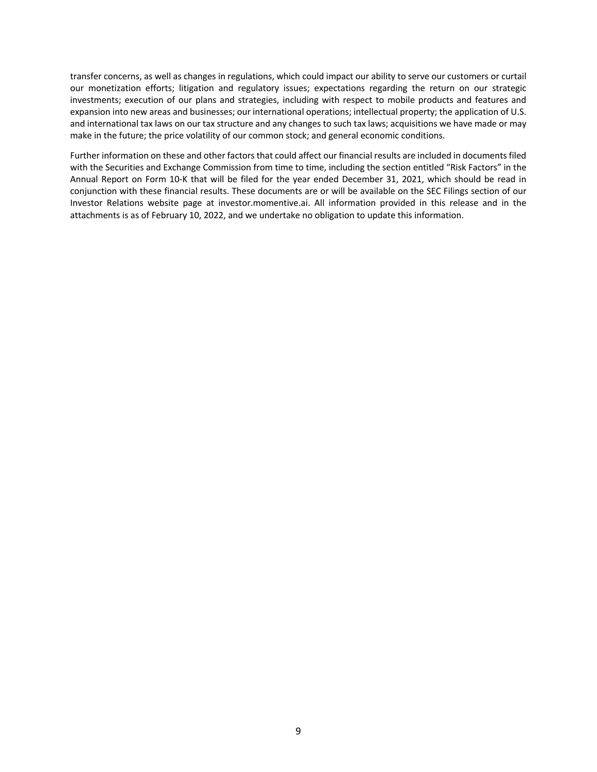transfer concerns, as well as changes in regulations, which could impact our ability to serve our customers or curtail our monetization efforts; litigation and regulatory issues; expectations regarding the return on our strategic investments; execution of our plans and strategies, including with respect to mobile products and features and expansion into new areas and businesses; our international operations; intellectual property; the application of U.S. and international tax laws on our tax structure and any changes to such tax laws; acquisitions we have made or may make in the future; the price volatility of our common stock; and general economic conditions.

Further information on these and other factors that could affect our financial results are included in documents filed with the Securities and Exchange Commission from time to time, including the section entitled "Risk Factors" in the Annual Report on Form 10-K that will be filed for the year ended December 31, 2021, which should be read in conjunction with these financial results. These documents are or will be available on the SEC Filings section of our Investor Relations website page at investor.momentive.ai. All information provided in this release and in the attachments is as of February 10, 2022, and we undertake no obligation to update this information.